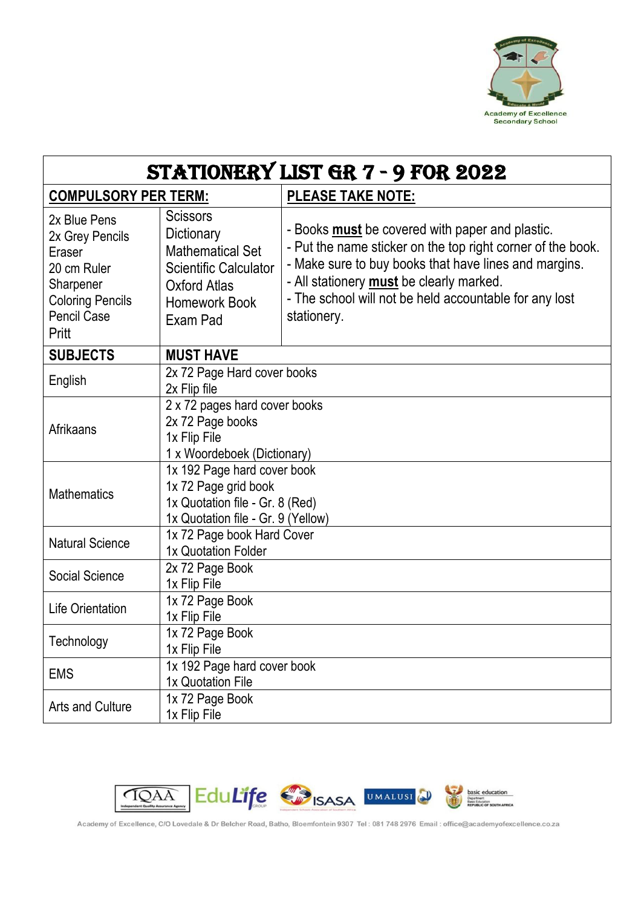Academy of Excellence Secondary School

# STATIONERY LIST GR 7 - 9 FOR 2022

| COMPULSORY PER TERM: | | PLEASE TAKE NOTE: |
|---|---|---|
| 2x Blue Pens<br>2x Grey Pencils<br>Eraser<br>20 cm Ruler<br>Sharpener<br>Coloring Pencils<br>Pencil Case<br>Pritt | Scissors<br>Dictionary<br>Mathematical Set<br>Scientific Calculator<br>Oxford Atlas<br>Homework Book<br>Exam Pad | - Books **must** be covered with paper and plastic.<br>- Put the name sticker on the top right corner of the book.<br>- Make sure to buy books that have lines and margins.<br>- All stationery **must** be clearly marked.<br>- The school will not be held accountable for any lost stationery. |

| SUBJECTS | MUST HAVE |
|---|---|
| English | 2x 72 Page Hard cover books<br>2x Flip file |
| Afrikaans | 2 x 72 pages hard cover books<br>2x 72 Page books<br>1x Flip File<br>1 x Woordeboek (Dictionary) |
| Mathematics | 1x 192 Page hard cover book<br>1x 72 Page grid book<br>1x Quotation file - Gr. 8 (Red)<br>1x Quotation file - Gr. 9 (Yellow) |
| Natural Science | 1x 72 Page book Hard Cover<br>1x Quotation Folder |
| Social Science | 2x 72 Page Book<br>1x Flip File |
| Life Orientation | 1x 72 Page Book<br>1x Flip File |
| Technology | 1x 72 Page Book<br>1x Flip File |
| EMS | 1x 192 Page hard cover book<br>1x Quotation File |
| Arts and Culture | 1x 72 Page Book<br>1x Flip File |

Academy of Excellence, C/O Lovedale & Dr Belcher Road, Batho, Bloemfontein 9307 Tel : 081 748 2976 Email : office@academyofexcellence.co.za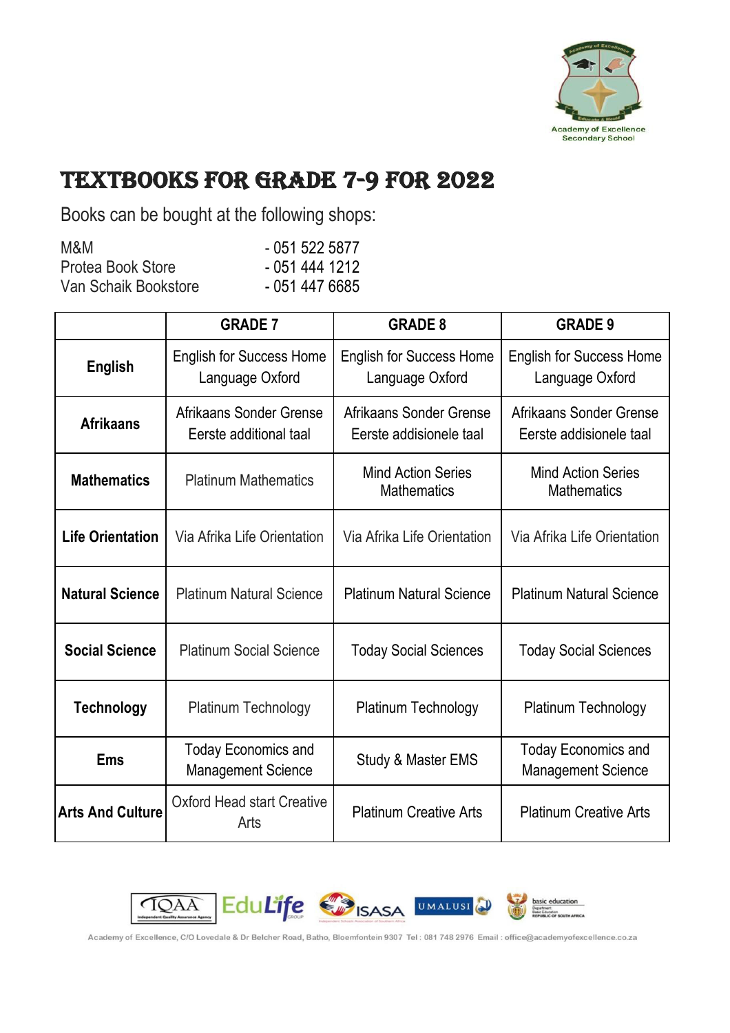# TEXTBOOKS FOR GRADE 7-9 FOR 2022

Books can be bought at the following shops:

M&M - 051 522 5877
Protea Book Store - 051 444 1212
Van Schaik Bookstore - 051 447 6685

| | GRADE 7 | GRADE 8 | GRADE 9 |
|---|---|---|---|
| **English** | English for Success Home Language Oxford | English for Success Home Language Oxford | English for Success Home Language Oxford |
| **Afrikaans** | Afrikaans Sonder Grense Eerste additional taal | Afrikaans Sonder Grense Eerste addisionele taal | Afrikaans Sonder Grense Eerste addisionele taal |
| **Mathematics** | Platinum Mathematics | Mind Action Series Mathematics | Mind Action Series Mathematics |
| **Life Orientation** | Via Afrika Life Orientation | Via Afrika Life Orientation | Via Afrika Life Orientation |
| **Natural Science** | Platinum Natural Science | Platinum Natural Science | Platinum Natural Science |
| **Social Science** | Platinum Social Science | Today Social Sciences | Today Social Sciences |
| **Technology** | Platinum Technology | Platinum Technology | Platinum Technology |
| **Ems** | Today Economics and Management Science | Study & Master EMS | Today Economics and Management Science |
| **Arts And Culture** | Oxford Head start Creative Arts | Platinum Creative Arts | Platinum Creative Arts |

Academy of Excellence, C/O Lovedale & Dr Belcher Road, Batho, Bloemfontein 9307 Tel : 081 748 2976 Email : office@academyofexcellence.co.za